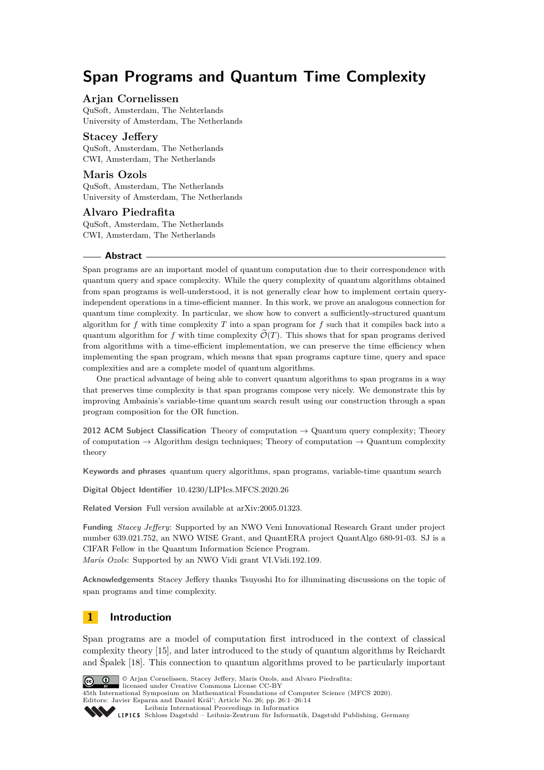# Span Programs and Quantum Time Complexity

**Arjan Cornelissen**
QuSoft, Amsterdam, The Nehterlands
University of Amsterdam, The Netherlands

**Stacey Jeffery**
QuSoft, Amsterdam, The Netherlands
CWI, Amsterdam, The Netherlands

**Maris Ozols**
QuSoft, Amsterdam, The Netherlands
University of Amsterdam, The Netherlands

**Alvaro Piedrafita**
QuSoft, Amsterdam, The Netherlands
CWI, Amsterdam, The Netherlands

## Abstract

Span programs are an important model of quantum computation due to their correspondence with quantum query and space complexity. While the query complexity of quantum algorithms obtained from span programs is well-understood, it is not generally clear how to implement certain query-independent operations in a time-efficient manner. In this work, we prove an analogous connection for quantum time complexity. In particular, we show how to convert a sufficiently-structured quantum algorithm for $f$ with time complexity $T$ into a span program for $f$ such that it compiles back into a quantum algorithm for $f$ with time complexity $\widetilde{\mathcal{O}}(T)$. This shows that for span programs derived from algorithms with a time-efficient implementation, we can preserve the time efficiency when implementing the span program, which means that span programs capture time, query and space complexities and are a complete model of quantum algorithms.

One practical advantage of being able to convert quantum algorithms to span programs in a way that preserves time complexity is that span programs compose very nicely. We demonstrate this by improving Ambainis's variable-time quantum search result using our construction through a span program composition for the OR function.

**2012 ACM Subject Classification** Theory of computation → Quantum query complexity; Theory of computation → Algorithm design techniques; Theory of computation → Quantum complexity theory

**Keywords and phrases** quantum query algorithms, span programs, variable-time quantum search

**Digital Object Identifier** 10.4230/LIPIcs.MFCS.2020.26

**Related Version** Full version available at arXiv:2005.01323.

**Funding** *Stacey Jeffery*: Supported by an NWO Veni Innovational Research Grant under project number 639.021.752, an NWO WISE Grant, and QuantERA project QuantAlgo 680-91-03. SJ is a CIFAR Fellow in the Quantum Information Science Program.
*Maris Ozols*: Supported by an NWO Vidi grant VI.Vidi.192.109.

**Acknowledgements** Stacey Jeffery thanks Tsuyoshi Ito for illuminating discussions on the topic of span programs and time complexity.

## 1 Introduction

Span programs are a model of computation first introduced in the context of classical complexity theory [15], and later introduced to the study of quantum algorithms by Reichardt and Špalek [18]. This connection to quantum algorithms proved to be particularly important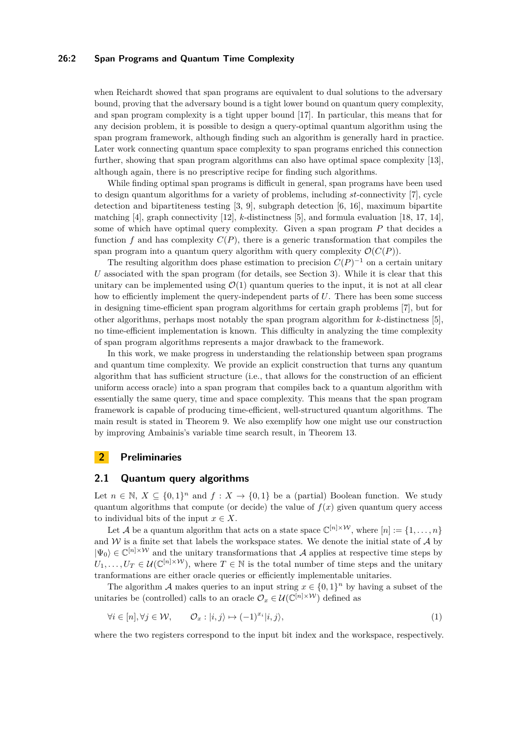when Reichardt showed that span programs are equivalent to dual solutions to the adversary bound, proving that the adversary bound is a tight lower bound on quantum query complexity, and span program complexity is a tight upper bound [17]. In particular, this means that for any decision problem, it is possible to design a query-optimal quantum algorithm using the span program framework, although finding such an algorithm is generally hard in practice. Later work connecting quantum space complexity to span programs enriched this connection further, showing that span program algorithms can also have optimal space complexity [13], although again, there is no prescriptive recipe for finding such algorithms.

While finding optimal span programs is difficult in general, span programs have been used to design quantum algorithms for a variety of problems, including *st*-connectivity [7], cycle detection and bipartiteness testing [3, 9], subgraph detection [6, 16], maximum bipartite matching [4], graph connectivity [12], $k$-distinctness [5], and formula evaluation [18, 17, 14], some of which have optimal query complexity. Given a span program $P$ that decides a function $f$ and has complexity $C(P)$, there is a generic transformation that compiles the span program into a quantum query algorithm with query complexity $\mathcal{O}(C(P))$.

The resulting algorithm does phase estimation to precision $C(P)^{-1}$ on a certain unitary $U$ associated with the span program (for details, see Section 3). While it is clear that this unitary can be implemented using $\mathcal{O}(1)$ quantum queries to the input, it is not at all clear how to efficiently implement the query-independent parts of $U$. There has been some success in designing time-efficient span program algorithms for certain graph problems [7], but for other algorithms, perhaps most notably the span program algorithm for $k$-distinctness [5], no time-efficient implementation is known. This difficulty in analyzing the time complexity of span program algorithms represents a major drawback to the framework.

In this work, we make progress in understanding the relationship between span programs and quantum time complexity. We provide an explicit construction that turns any quantum algorithm that has sufficient structure (i.e., that allows for the construction of an efficient uniform access oracle) into a span program that compiles back to a quantum algorithm with essentially the same query, time and space complexity. This means that the span program framework is capable of producing time-efficient, well-structured quantum algorithms. The main result is stated in Theorem 9. We also exemplify how one might use our construction by improving Ambainis's variable time search result, in Theorem 13.

## 2 Preliminaries

### 2.1 Quantum query algorithms

Let $n \in \mathbb{N}$, $X \subseteq \{0,1\}^n$ and $f : X \to \{0,1\}$ be a (partial) Boolean function. We study quantum algorithms that compute (or decide) the value of $f(x)$ given quantum query access to individual bits of the input $x \in X$.

Let $\mathcal{A}$ be a quantum algorithm that acts on a state space $\mathbb{C}^{[n]\times\mathcal{W}}$, where $[n] := \{1,\dots,n\}$ and $\mathcal{W}$ is a finite set that labels the workspace states. We denote the initial state of $\mathcal{A}$ by $|\Psi_0\rangle \in \mathbb{C}^{[n]\times\mathcal{W}}$ and the unitary transformations that $\mathcal{A}$ applies at respective time steps by $U_1,\dots,U_T \in \mathcal{U}(\mathbb{C}^{[n]\times\mathcal{W}})$, where $T \in \mathbb{N}$ is the total number of time steps and the unitary tranformations are either oracle queries or efficiently implementable unitaries.

The algorithm $\mathcal{A}$ makes queries to an input string $x \in \{0,1\}^n$ by having a subset of the unitaries be (controlled) calls to an oracle $\mathcal{O}_x \in \mathcal{U}(\mathbb{C}^{[n]\times\mathcal{W}})$ defined as

$$\forall i \in [n], \forall j \in \mathcal{W}, \qquad \mathcal{O}_x : |i,j\rangle \mapsto (-1)^{x_i}|i,j\rangle, \tag{1}$$

where the two registers correspond to the input bit index and the workspace, respectively.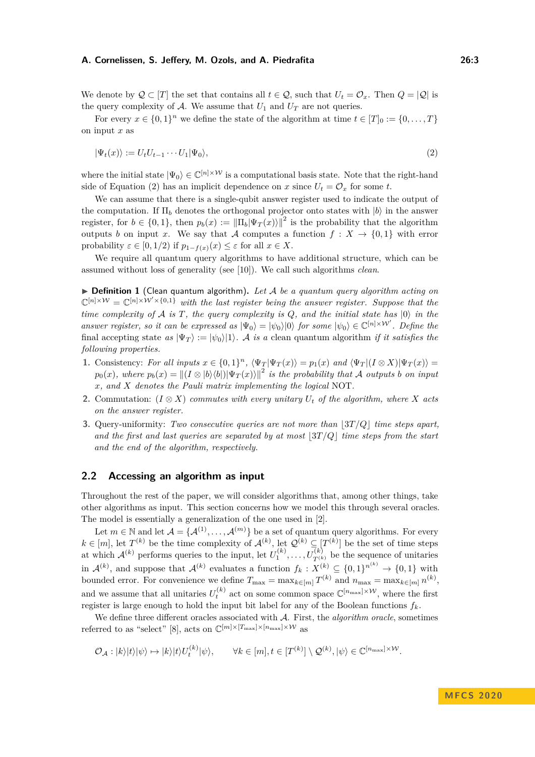We denote by $\mathcal{Q} \subset [T]$ the set that contains all $t \in \mathcal{Q}$, such that $U_t = \mathcal{O}_x$. Then $Q = |\mathcal{Q}|$ is the query complexity of $\mathcal{A}$. We assume that $U_1$ and $U_T$ are not queries.

For every $x \in \{0,1\}^n$ we define the state of the algorithm at time $t \in [T]_0 := \{0, \dots, T\}$ on input $x$ as

$$|\Psi_t(x)\rangle := U_t U_{t-1} \cdots U_1 |\Psi_0\rangle, \tag{2}$$

where the initial state $|\Psi_0\rangle \in \mathbb{C}^{[n]\times\mathcal{W}}$ is a computational basis state. Note that the right-hand side of Equation (2) has an implicit dependence on $x$ since $U_t = \mathcal{O}_x$ for some $t$.

We can assume that there is a single-qubit answer register used to indicate the output of the computation. If $\Pi_b$ denotes the orthogonal projector onto states with $|b\rangle$ in the answer register, for $b \in \{0,1\}$, then $p_b(x) := \left\|\Pi_b|\Psi_T(x)\rangle\right\|^2$ is the probability that the algorithm outputs $b$ on input $x$. We say that $\mathcal{A}$ computes a function $f : X \to \{0,1\}$ with error probability $\varepsilon \in [0, 1/2)$ if $p_{1-f(x)}(x) \leq \varepsilon$ for all $x \in X$.

We require all quantum query algorithms to have additional structure, which can be assumed without loss of generality (see [10]). We call such algorithms *clean*.

▶ **Definition 1** (Clean quantum algorithm)**.** *Let $\mathcal{A}$ be a quantum query algorithm acting on $\mathbb{C}^{[n]\times\mathcal{W}} = \mathbb{C}^{[n]\times\mathcal{W}'\times\{0,1\}}$ with the last register being the answer register. Suppose that the time complexity of $\mathcal{A}$ is $T$, the query complexity is $Q$, and the initial state has $|0\rangle$ in the answer register, so it can be expressed as $|\Psi_0\rangle = |\psi_0\rangle|0\rangle$ for some $|\psi_0\rangle \in \mathbb{C}^{[n]\times\mathcal{W}'}$. Define the* final accepting state *as $|\Psi_T\rangle := |\psi_0\rangle|1\rangle$. $\mathcal{A}$ is a* clean quantum algorithm *if it satisfies the following properties.*

1. Consistency: *For all inputs $x \in \{0,1\}^n$, $\langle\Psi_T|\Psi_T(x)\rangle = p_1(x)$ and $\langle\Psi_T|(I \otimes X)|\Psi_T(x)\rangle = p_0(x)$, where $p_b(x) = \left\|(I \otimes |b\rangle\langle b|)|\Psi_T(x)\rangle\right\|^2$ is the probability that $\mathcal{A}$ outputs $b$ on input $x$, and $X$ denotes the Pauli matrix implementing the logical* NOT*.*
2. Commutation: *$(I \otimes X)$ commutes with every unitary $U_t$ of the algorithm, where $X$ acts on the answer register.*
3. Query-uniformity: *Two consecutive queries are not more than $\lfloor 3T/Q \rfloor$ time steps apart, and the first and last queries are separated by at most $\lfloor 3T/Q \rfloor$ time steps from the start and the end of the algorithm, respectively.*

## 2.2 Accessing an algorithm as input

Throughout the rest of the paper, we will consider algorithms that, among other things, take other algorithms as input. This section concerns how we model this through several oracles. The model is essentially a generalization of the one used in [2].

Let $m \in \mathbb{N}$ and let $\mathcal{A} = \{\mathcal{A}^{(1)}, \dots, \mathcal{A}^{(m)}\}$ be a set of quantum query algorithms. For every $k \in [m]$, let $T^{(k)}$ be the time complexity of $\mathcal{A}^{(k)}$, let $\mathcal{Q}^{(k)} \subseteq [T^{(k)}]$ be the set of time steps at which $\mathcal{A}^{(k)}$ performs queries to the input, let $U_1^{(k)}, \dots, U_{T^{(k)}}^{(k)}$ be the sequence of unitaries in $\mathcal{A}^{(k)}$, and suppose that $\mathcal{A}^{(k)}$ evaluates a function $f_k : X^{(k)} \subseteq \{0,1\}^{n^{(k)}} \to \{0,1\}$ with bounded error. For convenience we define $T_{\max} = \max_{k\in[m]} T^{(k)}$ and $n_{\max} = \max_{k\in[m]} n^{(k)}$, and we assume that all unitaries $U_t^{(k)}$ act on some common space $\mathbb{C}^{[n_{\max}]\times\mathcal{W}}$, where the first register is large enough to hold the input bit label for any of the Boolean functions $f_k$.

We define three different oracles associated with $\mathcal{A}$. First, the *algorithm oracle*, sometimes referred to as "select" [8], acts on $\mathbb{C}^{[m]\times[T_{\max}]\times[n_{\max}]\times\mathcal{W}}$ as

$$\mathcal{O}_{\mathcal{A}} : |k\rangle|t\rangle|\psi\rangle \mapsto |k\rangle|t\rangle U_t^{(k)}|\psi\rangle, \qquad \forall k \in [m], t \in [T^{(k)}] \setminus \mathcal{Q}^{(k)}, |\psi\rangle \in \mathbb{C}^{[n_{\max}]\times\mathcal{W}}.$$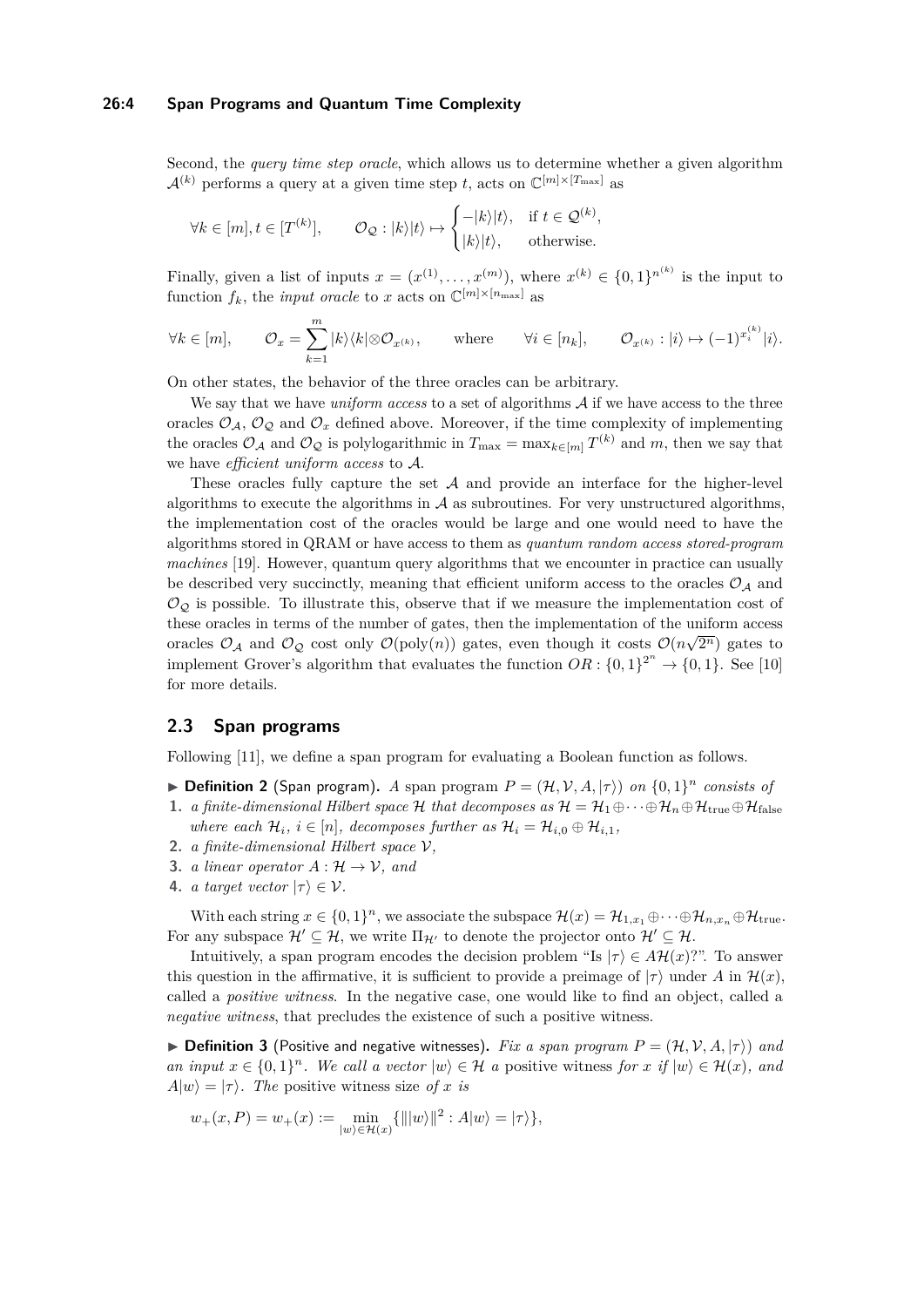Second, the *query time step oracle*, which allows us to determine whether a given algorithm $\mathcal{A}^{(k)}$ performs a query at a given time step $t$, acts on $\mathbb{C}^{[m]\times[T_{\max}]}$ as

$$\forall k \in [m], t \in [T^{(k)}], \qquad \mathcal{O}_{\mathcal{Q}} : |k\rangle|t\rangle \mapsto \begin{cases} -|k\rangle|t\rangle, & \text{if } t \in \mathcal{Q}^{(k)}, \\ |k\rangle|t\rangle, & \text{otherwise.} \end{cases}$$

Finally, given a list of inputs $x = (x^{(1)}, \dots, x^{(m)})$, where $x^{(k)} \in \{0,1\}^{n^{(k)}}$ is the input to function $f_k$, the *input oracle* to $x$ acts on $\mathbb{C}^{[m]\times[n_{\max}]}$ as

$$\forall k \in [m], \qquad \mathcal{O}_x = \sum_{k=1}^{m} |k\rangle\langle k| \otimes \mathcal{O}_{x^{(k)}}, \qquad \text{where} \qquad \forall i \in [n_k], \qquad \mathcal{O}_{x^{(k)}} : |i\rangle \mapsto (-1)^{x_i^{(k)}}|i\rangle.$$

On other states, the behavior of the three oracles can be arbitrary.

We say that we have *uniform access* to a set of algorithms $\mathcal{A}$ if we have access to the three oracles $\mathcal{O}_{\mathcal{A}}$, $\mathcal{O}_{\mathcal{Q}}$ and $\mathcal{O}_x$ defined above. Moreover, if the time complexity of implementing the oracles $\mathcal{O}_{\mathcal{A}}$ and $\mathcal{O}_{\mathcal{Q}}$ is polylogarithmic in $T_{\max} = \max_{k\in[m]} T^{(k)}$ and $m$, then we say that we have *efficient uniform access* to $\mathcal{A}$.

These oracles fully capture the set $\mathcal{A}$ and provide an interface for the higher-level algorithms to execute the algorithms in $\mathcal{A}$ as subroutines. For very unstructured algorithms, the implementation cost of the oracles would be large and one would need to have the algorithms stored in QRAM or have access to them as *quantum random access stored-program machines* [19]. However, quantum query algorithms that we encounter in practice can usually be described very succinctly, meaning that efficient uniform access to the oracles $\mathcal{O}_{\mathcal{A}}$ and $\mathcal{O}_{\mathcal{Q}}$ is possible. To illustrate this, observe that if we measure the implementation cost of these oracles in terms of the number of gates, then the implementation of the uniform access oracles $\mathcal{O}_{\mathcal{A}}$ and $\mathcal{O}_{\mathcal{Q}}$ cost only $\mathcal{O}(\text{poly}(n))$ gates, even though it costs $\mathcal{O}(n\sqrt{2^n})$ gates to implement Grover's algorithm that evaluates the function $OR : \{0,1\}^{2^n} \to \{0,1\}$. See [10] for more details.

## 2.3 Span programs

Following [11], we define a span program for evaluating a Boolean function as follows.

▶ **Definition 2** (Span program). *A span program $P = (\mathcal{H}, \mathcal{V}, A, |\tau\rangle)$ on $\{0,1\}^n$ consists of*

1. *a finite-dimensional Hilbert space $\mathcal{H}$ that decomposes as $\mathcal{H} = \mathcal{H}_1 \oplus \cdots \oplus \mathcal{H}_n \oplus \mathcal{H}_{\text{true}} \oplus \mathcal{H}_{\text{false}}$ where each $\mathcal{H}_i$, $i \in [n]$, decomposes further as $\mathcal{H}_i = \mathcal{H}_{i,0} \oplus \mathcal{H}_{i,1}$,*
2. *a finite-dimensional Hilbert space $\mathcal{V}$,*
3. *a linear operator $A : \mathcal{H} \to \mathcal{V}$, and*
4. *a target vector $|\tau\rangle \in \mathcal{V}$.*

With each string $x \in \{0,1\}^n$, we associate the subspace $\mathcal{H}(x) = \mathcal{H}_{1,x_1} \oplus \cdots \oplus \mathcal{H}_{n,x_n} \oplus \mathcal{H}_{\text{true}}$. For any subspace $\mathcal{H}' \subseteq \mathcal{H}$, we write $\Pi_{\mathcal{H}'}$ to denote the projector onto $\mathcal{H}' \subseteq \mathcal{H}$.

Intuitively, a span program encodes the decision problem "Is $|\tau\rangle \in A\mathcal{H}(x)$?". To answer this question in the affirmative, it is sufficient to provide a preimage of $|\tau\rangle$ under $A$ in $\mathcal{H}(x)$, called a *positive witness*. In the negative case, one would like to find an object, called a *negative witness*, that precludes the existence of such a positive witness.

▶ **Definition 3** (Positive and negative witnesses). *Fix a span program $P = (\mathcal{H}, \mathcal{V}, A, |\tau\rangle)$ and an input $x \in \{0,1\}^n$. We call a vector $|w\rangle \in \mathcal{H}$ a* positive witness *for $x$ if $|w\rangle \in \mathcal{H}(x)$, and $A|w\rangle = |\tau\rangle$. The* positive witness size *of $x$ is*

$$w_+(x, P) = w_+(x) := \min_{|w\rangle \in \mathcal{H}(x)} \{\||w\rangle\|^2 : A|w\rangle = |\tau\rangle\},$$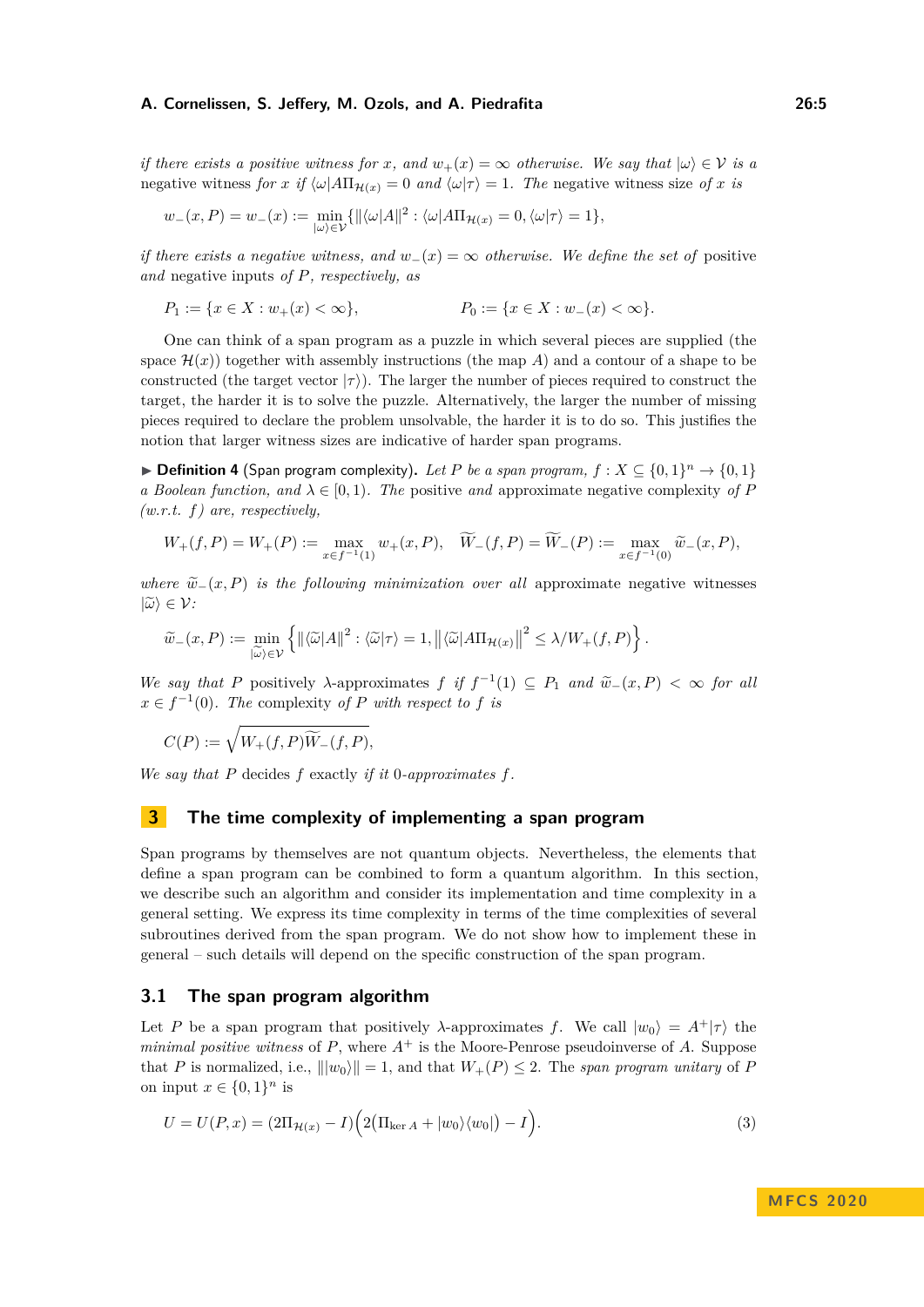*if there exists a positive witness for* $x$*, and* $w_+(x) = \infty$ *otherwise. We say that* $|\omega\rangle \in \mathcal{V}$ *is a* negative witness *for* $x$ *if* $\langle\omega|A\Pi_{\mathcal{H}(x)} = 0$ *and* $\langle\omega|\tau\rangle = 1$*. The* negative witness size *of* $x$ *is*

$$w_-(x, P) = w_-(x) := \min_{|\omega\rangle\in\mathcal{V}} \{\|\langle\omega|A\|^2 : \langle\omega|A\Pi_{\mathcal{H}(x)} = 0, \langle\omega|\tau\rangle = 1\},$$

*if there exists a negative witness, and* $w_-(x) = \infty$ *otherwise. We define the set of* positive *and* negative inputs *of* $P$*, respectively, as*

$$P_1 := \{x \in X : w_+(x) < \infty\}, \qquad\qquad P_0 := \{x \in X : w_-(x) < \infty\}.$$

One can think of a span program as a puzzle in which several pieces are supplied (the space $\mathcal{H}(x)$) together with assembly instructions (the map $A$) and a contour of a shape to be constructed (the target vector $|\tau\rangle$). The larger the number of pieces required to construct the target, the harder it is to solve the puzzle. Alternatively, the larger the number of missing pieces required to declare the problem unsolvable, the harder it is to do so. This justifies the notion that larger witness sizes are indicative of harder span programs.

▶ **Definition 4** (Span program complexity). *Let* $P$ *be a span program,* $f : X \subseteq \{0,1\}^n \to \{0,1\}$ *a Boolean function, and* $\lambda \in [0,1)$*. The* positive *and* approximate negative complexity *of* $P$ *(w.r.t.* $f$*) are, respectively,*

$$W_+(f, P) = W_+(P) := \max_{x\in f^{-1}(1)} w_+(x, P), \quad \widetilde{W}_-(f, P) = \widetilde{W}_-(P) := \max_{x\in f^{-1}(0)} \widetilde{w}_-(x, P),$$

*where* $\widetilde{w}_-(x, P)$ *is the following minimization over all* approximate negative witnesses $|\widetilde{\omega}\rangle \in \mathcal{V}$*:*

$$\widetilde{w}_-(x, P) := \min_{|\widetilde{\omega}\rangle\in\mathcal{V}} \left\{\|\langle\widetilde{\omega}|A\|^2 : \langle\widetilde{\omega}|\tau\rangle = 1, \left\|\langle\widetilde{\omega}|A\Pi_{\mathcal{H}(x)}\right\|^2 \leq \lambda/W_+(f, P)\right\}.$$

*We say that* $P$ positively $\lambda$-approximates $f$ *if* $f^{-1}(1) \subseteq P_1$ *and* $\widetilde{w}_-(x, P) < \infty$ *for all* $x \in f^{-1}(0)$*. The* complexity *of* $P$ *with respect to* $f$ *is*

$$C(P) := \sqrt{W_+(f, P)\widetilde{W}_-(f, P)},$$

*We say that* $P$ decides $f$ exactly *if it* 0*-approximates* $f$*.*

## 3 The time complexity of implementing a span program

Span programs by themselves are not quantum objects. Nevertheless, the elements that define a span program can be combined to form a quantum algorithm. In this section, we describe such an algorithm and consider its implementation and time complexity in a general setting. We express its time complexity in terms of the time complexities of several subroutines derived from the span program. We do not show how to implement these in general – such details will depend on the specific construction of the span program.

### 3.1 The span program algorithm

Let $P$ be a span program that positively $\lambda$-approximates $f$. We call $|w_0\rangle = A^+|\tau\rangle$ the *minimal positive witness* of $P$, where $A^+$ is the Moore-Penrose pseudoinverse of $A$. Suppose that $P$ is normalized, i.e., $\||w_0\rangle\| = 1$, and that $W_+(P) \leq 2$. The *span program unitary* of $P$ on input $x \in \{0,1\}^n$ is

$$U = U(P, x) = (2\Pi_{\mathcal{H}(x)} - I)\Big(2\big(\Pi_{\ker A} + |w_0\rangle\langle w_0|\big) - I\Big). \tag{3}$$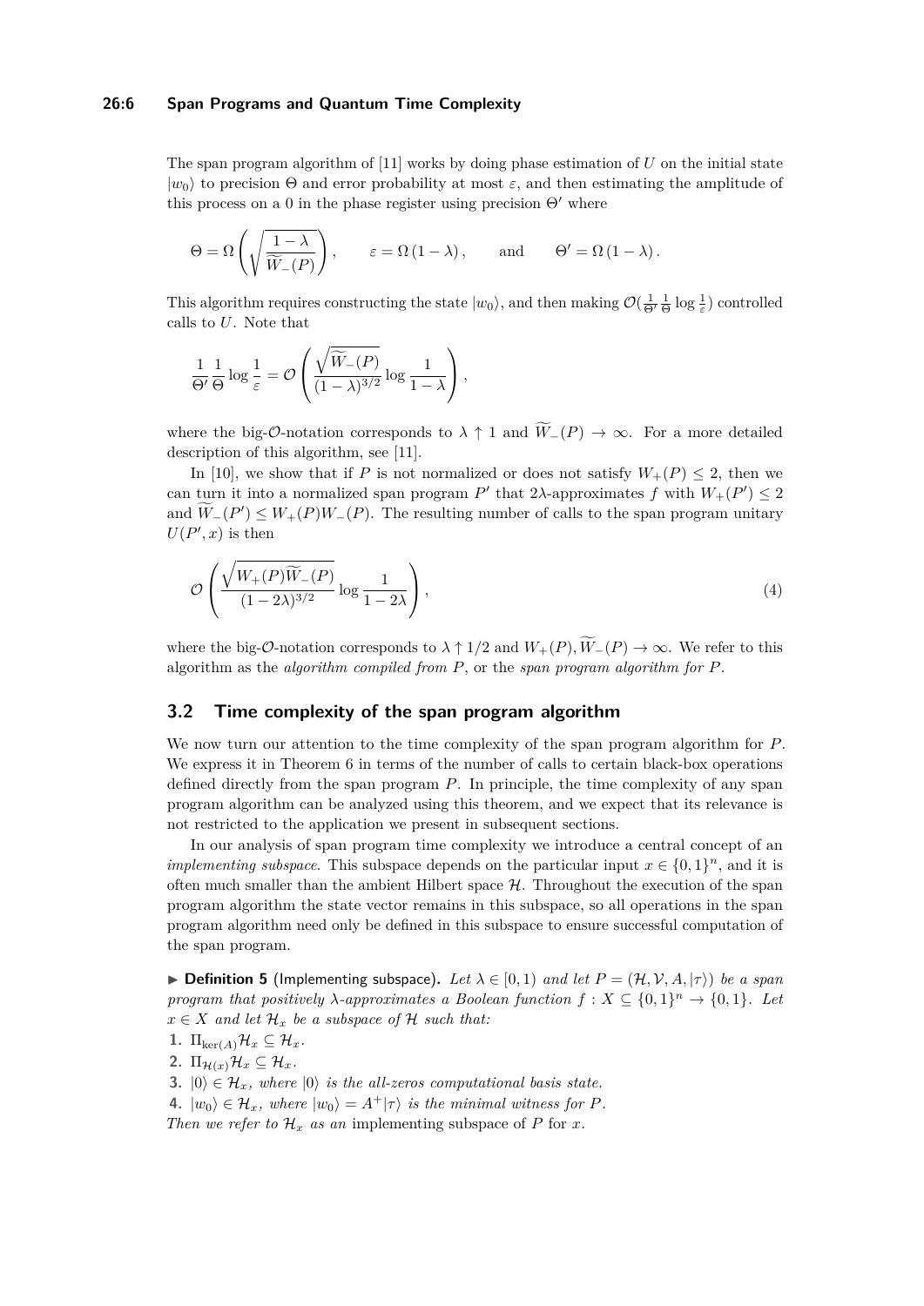The span program algorithm of [11] works by doing phase estimation of $U$ on the initial state $|w_0\rangle$ to precision $\Theta$ and error probability at most $\varepsilon$, and then estimating the amplitude of this process on a 0 in the phase register using precision $\Theta'$ where

$$\Theta = \Omega\left(\sqrt{\frac{1-\lambda}{\widetilde{W}_-(P)}}\right), \qquad \varepsilon = \Omega\left(1-\lambda\right), \qquad \text{and} \qquad \Theta' = \Omega\left(1-\lambda\right).$$

This algorithm requires constructing the state $|w_0\rangle$, and then making $\mathcal{O}(\frac{1}{\Theta'}\frac{1}{\Theta}\log\frac{1}{\varepsilon})$ controlled calls to $U$. Note that

$$\frac{1}{\Theta'}\frac{1}{\Theta}\log\frac{1}{\varepsilon} = \mathcal{O}\left(\frac{\sqrt{\widetilde{W}_-(P)}}{(1-\lambda)^{3/2}}\log\frac{1}{1-\lambda}\right),$$

where the big-$\mathcal{O}$-notation corresponds to $\lambda \uparrow 1$ and $\widetilde{W}_-(P) \to \infty$. For a more detailed description of this algorithm, see [11].

In [10], we show that if $P$ is not normalized or does not satisfy $W_+(P) \leq 2$, then we can turn it into a normalized span program $P'$ that $2\lambda$-approximates $f$ with $W_+(P') \leq 2$ and $\widetilde{W}_-(P') \leq W_+(P)W_-(P)$. The resulting number of calls to the span program unitary $U(P', x)$ is then

$$\mathcal{O}\left(\frac{\sqrt{W_+(P)\widetilde{W}_-(P)}}{(1-2\lambda)^{3/2}}\log\frac{1}{1-2\lambda}\right), \tag{4}$$

where the big-$\mathcal{O}$-notation corresponds to $\lambda \uparrow 1/2$ and $W_+(P), \widetilde{W}_-(P) \to \infty$. We refer to this algorithm as the *algorithm compiled from* $P$, or the *span program algorithm for* $P$.

## 3.2 Time complexity of the span program algorithm

We now turn our attention to the time complexity of the span program algorithm for $P$. We express it in Theorem 6 in terms of the number of calls to certain black-box operations defined directly from the span program $P$. In principle, the time complexity of any span program algorithm can be analyzed using this theorem, and we expect that its relevance is not restricted to the application we present in subsequent sections.

In our analysis of span program time complexity we introduce a central concept of an *implementing subspace*. This subspace depends on the particular input $x \in \{0,1\}^n$, and it is often much smaller than the ambient Hilbert space $\mathcal{H}$. Throughout the execution of the span program algorithm the state vector remains in this subspace, so all operations in the span program algorithm need only be defined in this subspace to ensure successful computation of the span program.

▶ **Definition 5** (Implementing subspace). *Let $\lambda \in [0,1)$ and let $P = (\mathcal{H}, \mathcal{V}, A, |\tau\rangle)$ be a span program that positively $\lambda$-approximates a Boolean function $f : X \subseteq \{0,1\}^n \to \{0,1\}$. Let $x \in X$ and let $\mathcal{H}_x$ be a subspace of $\mathcal{H}$ such that:*

1. $\Pi_{\ker(A)}\mathcal{H}_x \subseteq \mathcal{H}_x$.
2. $\Pi_{\mathcal{H}(x)}\mathcal{H}_x \subseteq \mathcal{H}_x$.
3. $|0\rangle \in \mathcal{H}_x$, *where $|0\rangle$ is the all-zeros computational basis state.*
4. $|w_0\rangle \in \mathcal{H}_x$, *where $|w_0\rangle = A^+|\tau\rangle$ is the minimal witness for $P$.*

*Then we refer to $\mathcal{H}_x$ as an* implementing subspace *of $P$ for $x$.*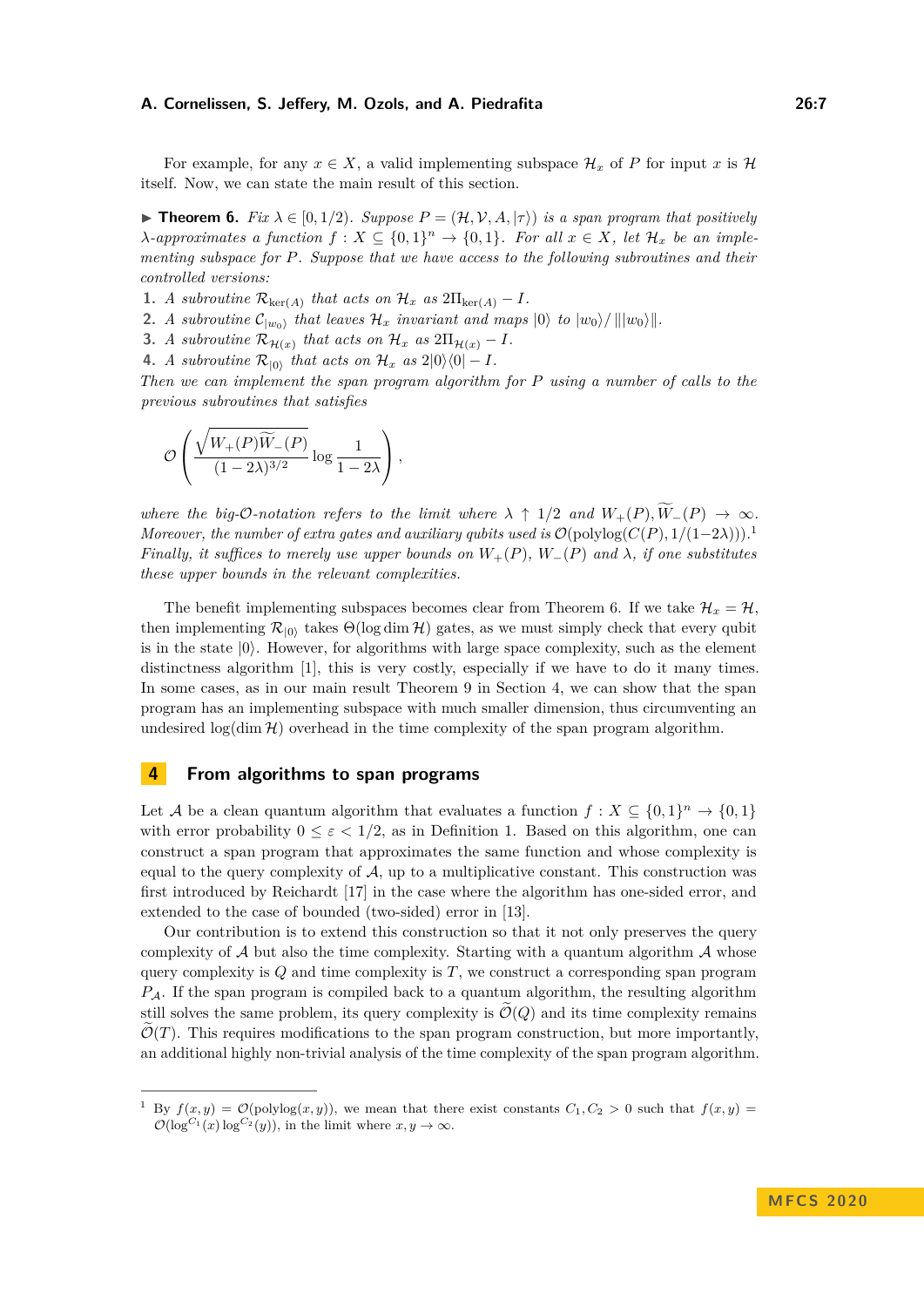For example, for any $x \in X$, a valid implementing subspace $\mathcal{H}_x$ of $P$ for input $x$ is $\mathcal{H}$ itself. Now, we can state the main result of this section.

▶ **Theorem 6.** *Fix $\lambda \in [0, 1/2)$. Suppose $P = (\mathcal{H}, \mathcal{V}, A, |\tau\rangle)$ is a span program that positively $\lambda$-approximates a function $f : X \subseteq \{0,1\}^n \to \{0,1\}$. For all $x \in X$, let $\mathcal{H}_x$ be an implementing subspace for $P$. Suppose that we have access to the following subroutines and their controlled versions:*

1. *A subroutine $\mathcal{R}_{\ker(A)}$ that acts on $\mathcal{H}_x$ as $2\Pi_{\ker(A)} - I$.*
2. *A subroutine $\mathcal{C}_{|w_0\rangle}$ that leaves $\mathcal{H}_x$ invariant and maps $|0\rangle$ to $|w_0\rangle / \||w_0\rangle\|$.*
3. *A subroutine $\mathcal{R}_{\mathcal{H}(x)}$ that acts on $\mathcal{H}_x$ as $2\Pi_{\mathcal{H}(x)} - I$.*
4. *A subroutine $\mathcal{R}_{|0\rangle}$ that acts on $\mathcal{H}_x$ as $2|0\rangle\langle 0| - I$.*

*Then we can implement the span program algorithm for $P$ using a number of calls to the previous subroutines that satisfies*

$$\mathcal{O}\left(\frac{\sqrt{W_+(P)\widetilde{W}_-(P)}}{(1-2\lambda)^{3/2}} \log \frac{1}{1-2\lambda}\right),$$

*where the big-$\mathcal{O}$-notation refers to the limit where $\lambda \uparrow 1/2$ and $W_+(P), \widetilde{W}_-(P) \to \infty$. Moreover, the number of extra gates and auxiliary qubits used is $\mathcal{O}(\mathrm{polylog}(C(P), 1/(1-2\lambda)))$.*[1] *Finally, it suffices to merely use upper bounds on $W_+(P)$, $W_-(P)$ and $\lambda$, if one substitutes these upper bounds in the relevant complexities.*

The benefit implementing subspaces becomes clear from Theorem 6. If we take $\mathcal{H}_x = \mathcal{H}$, then implementing $\mathcal{R}_{|0\rangle}$ takes $\Theta(\log \dim \mathcal{H})$ gates, as we must simply check that every qubit is in the state $|0\rangle$. However, for algorithms with large space complexity, such as the element distinctness algorithm [1], this is very costly, especially if we have to do it many times. In some cases, as in our main result Theorem 9 in Section 4, we can show that the span program has an implementing subspace with much smaller dimension, thus circumventing an undesired $\log(\dim \mathcal{H})$ overhead in the time complexity of the span program algorithm.

## 4 From algorithms to span programs

Let $\mathcal{A}$ be a clean quantum algorithm that evaluates a function $f : X \subseteq \{0,1\}^n \to \{0,1\}$ with error probability $0 \leq \varepsilon < 1/2$, as in Definition 1. Based on this algorithm, one can construct a span program that approximates the same function and whose complexity is equal to the query complexity of $\mathcal{A}$, up to a multiplicative constant. This construction was first introduced by Reichardt [17] in the case where the algorithm has one-sided error, and extended to the case of bounded (two-sided) error in [13].

Our contribution is to extend this construction so that it not only preserves the query complexity of $\mathcal{A}$ but also the time complexity. Starting with a quantum algorithm $\mathcal{A}$ whose query complexity is $Q$ and time complexity is $T$, we construct a corresponding span program $P_{\mathcal{A}}$. If the span program is compiled back to a quantum algorithm, the resulting algorithm still solves the same problem, its query complexity is $\widetilde{\mathcal{O}}(Q)$ and its time complexity remains $\widetilde{\mathcal{O}}(T)$. This requires modifications to the span program construction, but more importantly, an additional highly non-trivial analysis of the time complexity of the span program algorithm.

---

[1] By $f(x,y) = \mathcal{O}(\mathrm{polylog}(x,y))$, we mean that there exist constants $C_1, C_2 > 0$ such that $f(x,y) = \mathcal{O}(\log^{C_1}(x) \log^{C_2}(y))$, in the limit where $x, y \to \infty$.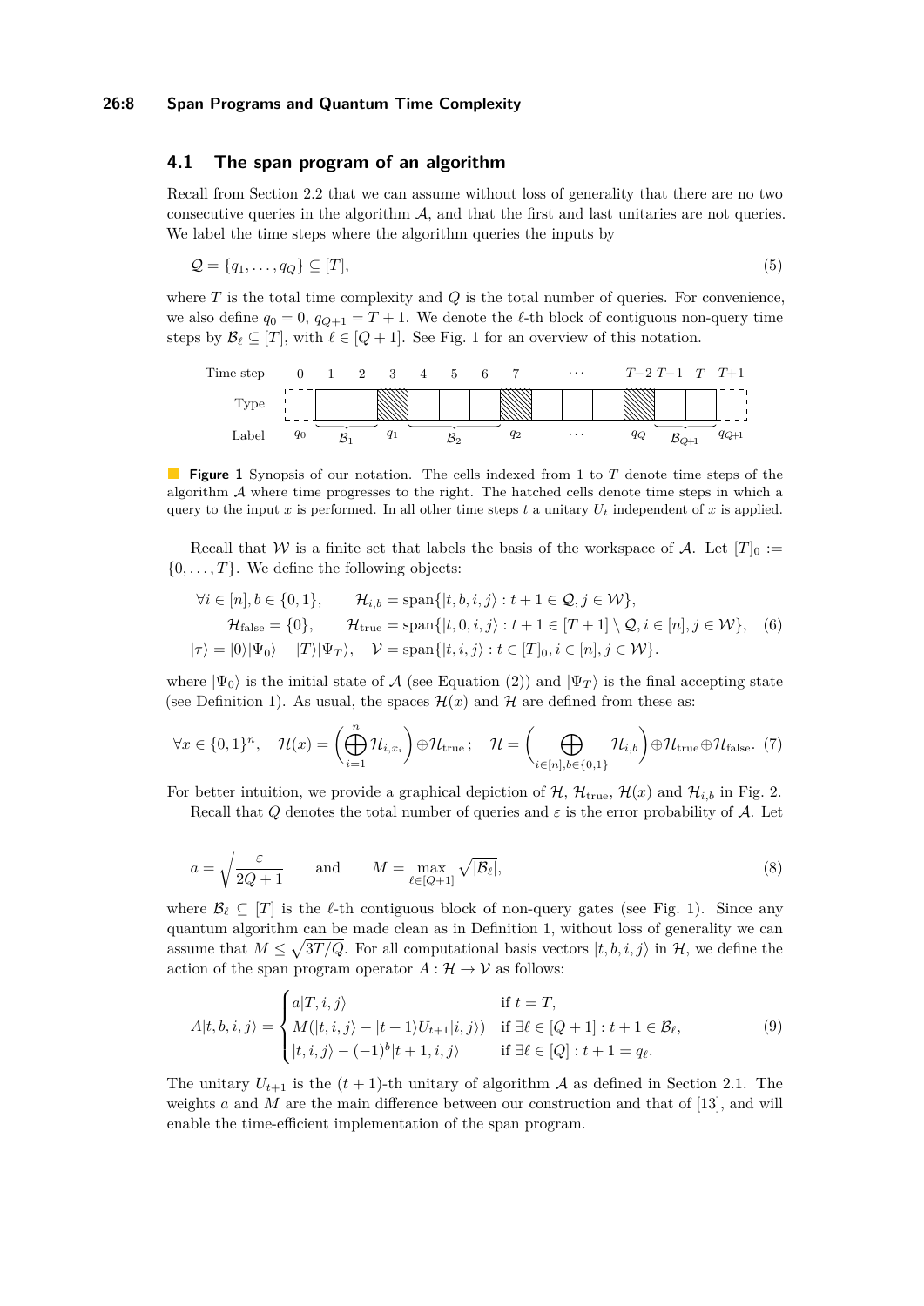## 4.1 The span program of an algorithm

Recall from Section 2.2 that we can assume without loss of generality that there are no two consecutive queries in the algorithm $\mathcal{A}$, and that the first and last unitaries are not queries. We label the time steps where the algorithm queries the inputs by

$$\mathcal{Q} = \{q_1, \dots, q_Q\} \subseteq [T], \tag{5}$$

where $T$ is the total time complexity and $Q$ is the total number of queries. For convenience, we also define $q_0 = 0$, $q_{Q+1} = T + 1$. We denote the $\ell$-th block of contiguous non-query time steps by $\mathcal{B}_\ell \subseteq [T]$, with $\ell \in [Q+1]$. See Fig. 1 for an overview of this notation.

| Time step | 0 | 1 | 2 | 3 | 4 | 5 | 6 | 7 | $\cdots$ | $T-2$ | $T-1$ | $T$ | $T+1$ |
|---|---|---|---|---|---|---|---|---|---|---|---|---|---|
| Type | | | | (hatched) | | | | (hatched) | | (hatched) | | | |
| Label | $q_0$ | $\mathcal{B}_1$ | | $q_1$ | $\mathcal{B}_2$ | | | $q_2$ | $\cdots$ | $q_Q$ | $\mathcal{B}_{Q+1}$ | | $q_{Q+1}$ |

**Figure 1** Synopsis of our notation. The cells indexed from 1 to $T$ denote time steps of the algorithm $\mathcal{A}$ where time progresses to the right. The hatched cells denote time steps in which a query to the input $x$ is performed. In all other time steps $t$ a unitary $U_t$ independent of $x$ is applied.

Recall that $\mathcal{W}$ is a finite set that labels the basis of the workspace of $\mathcal{A}$. Let $[T]_0 := \{0, \dots, T\}$. We define the following objects:

$$\begin{aligned}
\forall i \in [n], b \in \{0,1\}, \qquad & \mathcal{H}_{i,b} = \operatorname{span}\{|t, b, i, j\rangle : t+1 \in \mathcal{Q}, j \in \mathcal{W}\}, \\
\mathcal{H}_{\text{false}} = \{0\}, \qquad & \mathcal{H}_{\text{true}} = \operatorname{span}\{|t, 0, i, j\rangle : t+1 \in [T+1] \setminus \mathcal{Q}, i \in [n], j \in \mathcal{W}\}, \\
|\tau\rangle = |0\rangle|\Psi_0\rangle - |T\rangle|\Psi_T\rangle, \quad & \mathcal{V} = \operatorname{span}\{|t, i, j\rangle : t \in [T]_0, i \in [n], j \in \mathcal{W}\}.
\end{aligned} \tag{6}$$

where $|\Psi_0\rangle$ is the initial state of $\mathcal{A}$ (see Equation (2)) and $|\Psi_T\rangle$ is the final accepting state (see Definition 1). As usual, the spaces $\mathcal{H}(x)$ and $\mathcal{H}$ are defined from these as:

$$\forall x \in \{0,1\}^n, \quad \mathcal{H}(x) = \left(\bigoplus_{i=1}^n \mathcal{H}_{i,x_i}\right) \oplus \mathcal{H}_{\text{true}}; \quad \mathcal{H} = \left(\bigoplus_{i \in [n], b \in \{0,1\}} \mathcal{H}_{i,b}\right) \oplus \mathcal{H}_{\text{true}} \oplus \mathcal{H}_{\text{false}}. \tag{7}$$

For better intuition, we provide a graphical depiction of $\mathcal{H}$, $\mathcal{H}_{\text{true}}$, $\mathcal{H}(x)$ and $\mathcal{H}_{i,b}$ in Fig. 2.

Recall that $Q$ denotes the total number of queries and $\varepsilon$ is the error probability of $\mathcal{A}$. Let

$$a = \sqrt{\frac{\varepsilon}{2Q+1}} \qquad \text{and} \qquad M = \max_{\ell \in [Q+1]} \sqrt{|\mathcal{B}_\ell|}, \tag{8}$$

where $\mathcal{B}_\ell \subseteq [T]$ is the $\ell$-th contiguous block of non-query gates (see Fig. 1). Since any quantum algorithm can be made clean as in Definition 1, without loss of generality we can assume that $M \leq \sqrt{3T/Q}$. For all computational basis vectors $|t, b, i, j\rangle$ in $\mathcal{H}$, we define the action of the span program operator $A : \mathcal{H} \to \mathcal{V}$ as follows:

$$A|t, b, i, j\rangle = \begin{cases} a|T, i, j\rangle & \text{if } t = T, \\ M(|t, i, j\rangle - |t+1\rangle U_{t+1}|i, j\rangle) & \text{if } \exists \ell \in [Q+1] : t+1 \in \mathcal{B}_\ell, \\ |t, i, j\rangle - (-1)^b|t+1, i, j\rangle & \text{if } \exists \ell \in [Q] : t+1 = q_\ell. \end{cases} \tag{9}$$

The unitary $U_{t+1}$ is the $(t+1)$-th unitary of algorithm $\mathcal{A}$ as defined in Section 2.1. The weights $a$ and $M$ are the main difference between our construction and that of [13], and will enable the time-efficient implementation of the span program.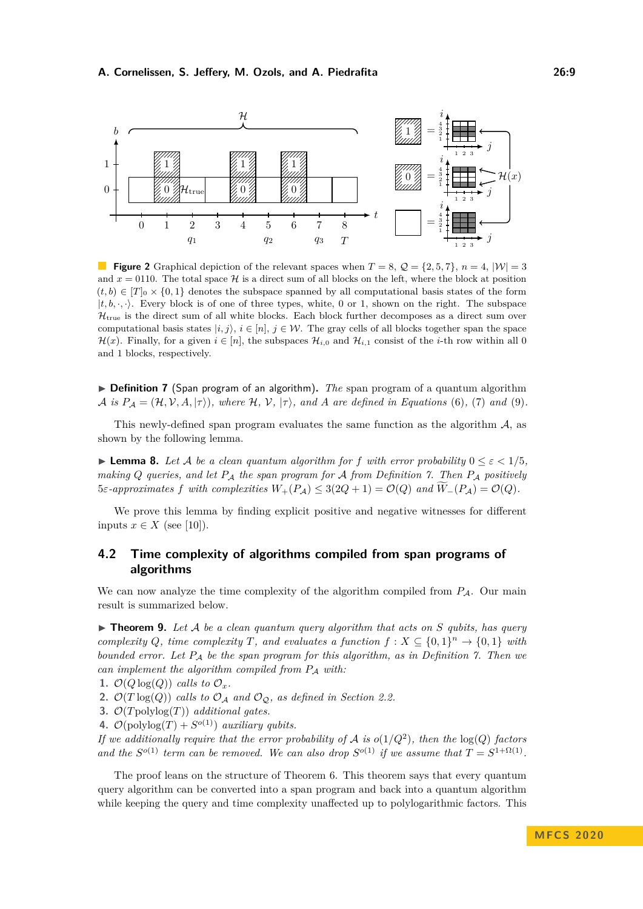**Figure 2** Graphical depiction of the relevant spaces when $T = 8$, $\mathcal{Q} = \{2, 5, 7\}$, $n = 4$, $|\mathcal{W}| = 3$ and $x = 0110$. The total space $\mathcal{H}$ is a direct sum of all blocks on the left, where the block at position $(t, b) \in [T]_0 \times \{0, 1\}$ denotes the subspace spanned by all computational basis states of the form $|t, b, \cdot, \cdot\rangle$. Every block is of one of three types, white, 0 or 1, shown on the right. The subspace $\mathcal{H}_{\text{true}}$ is the direct sum of all white blocks. Each block further decomposes as a direct sum over computational basis states $|i, j\rangle$, $i \in [n]$, $j \in \mathcal{W}$. The gray cells of all blocks together span the space $\mathcal{H}(x)$. Finally, for a given $i \in [n]$, the subspaces $\mathcal{H}_{i,0}$ and $\mathcal{H}_{i,1}$ consist of the $i$-th row within all 0 and 1 blocks, respectively.

▶ **Definition 7** (Span program of an algorithm). *The* span program of a quantum algorithm *$\mathcal{A}$ is $P_{\mathcal{A}} = (\mathcal{H}, \mathcal{V}, A, |\tau\rangle)$, where $\mathcal{H}$, $\mathcal{V}$, $|\tau\rangle$, and $A$ are defined in Equations (6), (7) and (9).*

This newly-defined span program evaluates the same function as the algorithm $\mathcal{A}$, as shown by the following lemma.

▶ **Lemma 8.** *Let $\mathcal{A}$ be a clean quantum algorithm for $f$ with error probability $0 \le \varepsilon < 1/5$, making $Q$ queries, and let $P_{\mathcal{A}}$ the span program for $\mathcal{A}$ from Definition 7. Then $P_{\mathcal{A}}$ positively $5\varepsilon$-approximates $f$ with complexities $W_+(P_{\mathcal{A}}) \le 3(2Q + 1) = \mathcal{O}(Q)$ and $\widetilde{W}_-(P_{\mathcal{A}}) = \mathcal{O}(Q)$.*

We prove this lemma by finding explicit positive and negative witnesses for different inputs $x \in X$ (see [10]).

## 4.2 Time complexity of algorithms compiled from span programs of algorithms

We can now analyze the time complexity of the algorithm compiled from $P_{\mathcal{A}}$. Our main result is summarized below.

▶ **Theorem 9.** *Let $\mathcal{A}$ be a clean quantum query algorithm that acts on $S$ qubits, has query complexity $Q$, time complexity $T$, and evaluates a function $f : X \subseteq \{0, 1\}^n \to \{0, 1\}$ with bounded error. Let $P_{\mathcal{A}}$ be the span program for this algorithm, as in Definition 7. Then we can implement the algorithm compiled from $P_{\mathcal{A}}$ with:*

1. *$\mathcal{O}(Q \log(Q))$ calls to $\mathcal{O}_x$.*
2. *$\mathcal{O}(T \log(Q))$ calls to $\mathcal{O}_{\mathcal{A}}$ and $\mathcal{O}_{\mathcal{Q}}$, as defined in Section 2.2.*
3. *$\mathcal{O}(T\text{polylog}(T))$ additional gates.*
4. *$\mathcal{O}(\text{polylog}(T) + S^{o(1)})$ auxiliary qubits.*

*If we additionally require that the error probability of $\mathcal{A}$ is $o(1/Q^2)$, then the $\log(Q)$ factors and the $S^{o(1)}$ term can be removed. We can also drop $S^{o(1)}$ if we assume that $T = S^{1+\Omega(1)}$.*

The proof leans on the structure of Theorem 6. This theorem says that every quantum query algorithm can be converted into a span program and back into a quantum algorithm while keeping the query and time complexity unaffected up to polylogarithmic factors. This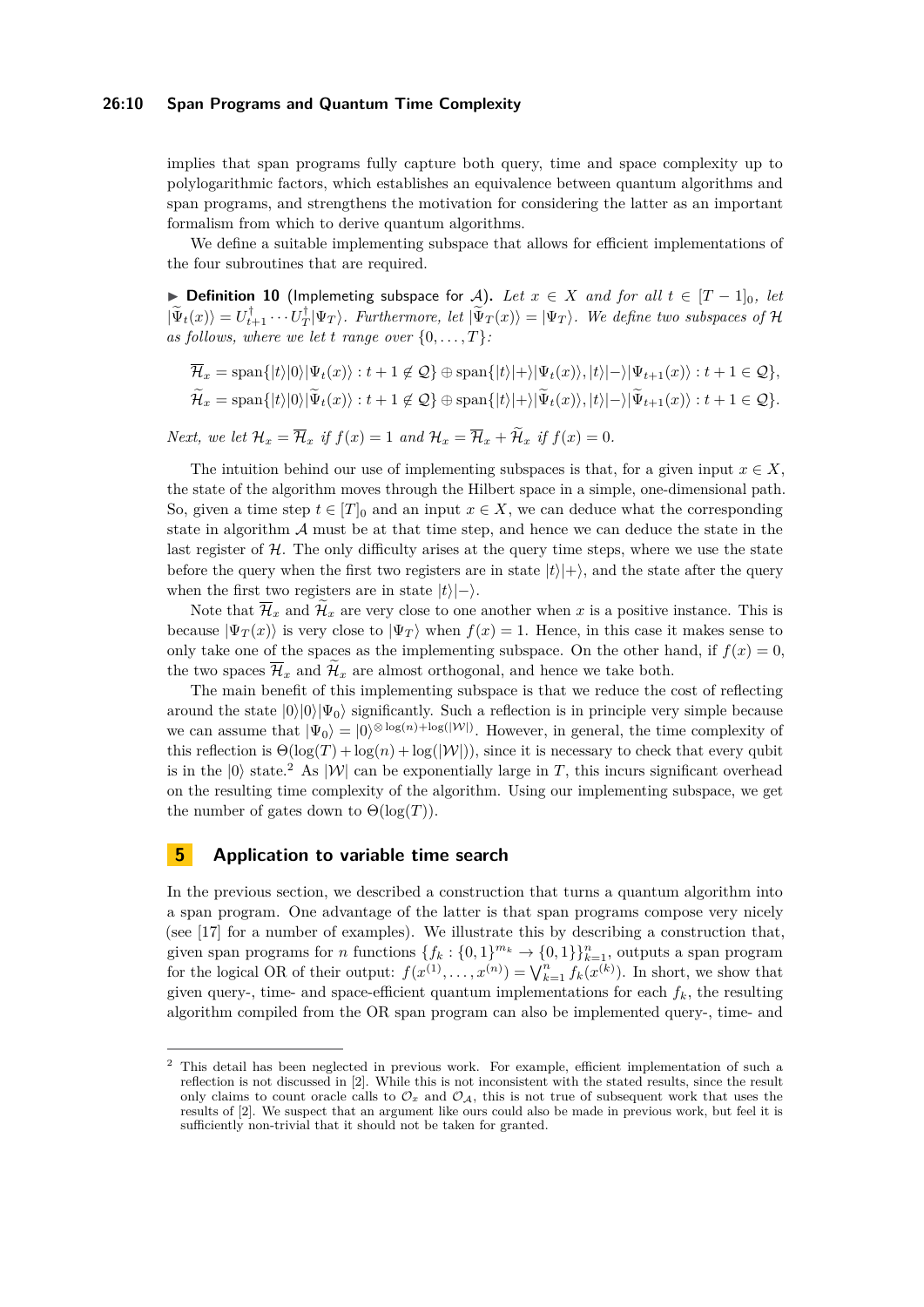implies that span programs fully capture both query, time and space complexity up to polylogarithmic factors, which establishes an equivalence between quantum algorithms and span programs, and strengthens the motivation for considering the latter as an important formalism from which to derive quantum algorithms.

We define a suitable implementing subspace that allows for efficient implementations of the four subroutines that are required.

▶ **Definition 10** (Implemeting subspace for $\mathcal{A}$). *Let $x \in X$ and for all $t \in [T-1]_0$, let $|\widetilde{\Psi}_t(x)\rangle = U_{t+1}^\dagger \cdots U_T^\dagger |\Psi_T\rangle$. Furthermore, let $|\widetilde{\Psi}_T(x)\rangle = |\Psi_T\rangle$. We define two subspaces of $\mathcal{H}$ as follows, where we let $t$ range over $\{0, \dots, T\}$:*

$$\overline{\mathcal{H}}_x = \operatorname{span}\{|t\rangle|0\rangle|\Psi_t(x)\rangle : t+1 \notin \mathcal{Q}\} \oplus \operatorname{span}\{|t\rangle|+\rangle|\Psi_t(x)\rangle, |t\rangle|-\rangle|\Psi_{t+1}(x)\rangle : t+1 \in \mathcal{Q}\},$$

$$\widetilde{\mathcal{H}}_x = \operatorname{span}\{|t\rangle|0\rangle|\widetilde{\Psi}_t(x)\rangle : t+1 \notin \mathcal{Q}\} \oplus \operatorname{span}\{|t\rangle|+\rangle|\widetilde{\Psi}_t(x)\rangle, |t\rangle|-\rangle|\widetilde{\Psi}_{t+1}(x)\rangle : t+1 \in \mathcal{Q}\}.$$

*Next, we let $\mathcal{H}_x = \overline{\mathcal{H}}_x$ if $f(x) = 1$ and $\mathcal{H}_x = \overline{\mathcal{H}}_x + \widetilde{\mathcal{H}}_x$ if $f(x) = 0$.*

The intuition behind our use of implementing subspaces is that, for a given input $x \in X$, the state of the algorithm moves through the Hilbert space in a simple, one-dimensional path. So, given a time step $t \in [T]_0$ and an input $x \in X$, we can deduce what the corresponding state in algorithm $\mathcal{A}$ must be at that time step, and hence we can deduce the state in the last register of $\mathcal{H}$. The only difficulty arises at the query time steps, where we use the state before the query when the first two registers are in state $|t\rangle|+\rangle$, and the state after the query when the first two registers are in state $|t\rangle|-\rangle$.

Note that $\overline{\mathcal{H}}_x$ and $\widetilde{\mathcal{H}}_x$ are very close to one another when $x$ is a positive instance. This is because $|\Psi_T(x)\rangle$ is very close to $|\Psi_T\rangle$ when $f(x) = 1$. Hence, in this case it makes sense to only take one of the spaces as the implementing subspace. On the other hand, if $f(x) = 0$, the two spaces $\overline{\mathcal{H}}_x$ and $\widetilde{\mathcal{H}}_x$ are almost orthogonal, and hence we take both.

The main benefit of this implementing subspace is that we reduce the cost of reflecting around the state $|0\rangle|0\rangle|\Psi_0\rangle$ significantly. Such a reflection is in principle very simple because we can assume that $|\Psi_0\rangle = |0\rangle^{\otimes \log(n) + \log(|\mathcal{W}|)}$. However, in general, the time complexity of this reflection is $\Theta(\log(T) + \log(n) + \log(|\mathcal{W}|))$, since it is necessary to check that every qubit is in the $|0\rangle$ state.[2] As $|\mathcal{W}|$ can be exponentially large in $T$, this incurs significant overhead on the resulting time complexity of the algorithm. Using our implementing subspace, we get the number of gates down to $\Theta(\log(T))$.

## 5 Application to variable time search

In the previous section, we described a construction that turns a quantum algorithm into a span program. One advantage of the latter is that span programs compose very nicely (see [17] for a number of examples). We illustrate this by describing a construction that, given span programs for $n$ functions $\{f_k : \{0,1\}^{m_k} \to \{0,1\}\}_{k=1}^n$, outputs a span program for the logical OR of their output: $f(x^{(1)}, \dots, x^{(n)}) = \bigvee_{k=1}^n f_k(x^{(k)})$. In short, we show that given query-, time- and space-efficient quantum implementations for each $f_k$, the resulting algorithm compiled from the OR span program can also be implemented query-, time- and

[2] This detail has been neglected in previous work. For example, efficient implementation of such a reflection is not discussed in [2]. While this is not inconsistent with the stated results, since the result only claims to count oracle calls to $\mathcal{O}_x$ and $\mathcal{O}_{\mathcal{A}}$, this is not true of subsequent work that uses the results of [2]. We suspect that an argument like ours could also be made in previous work, but feel it is sufficiently non-trivial that it should not be taken for granted.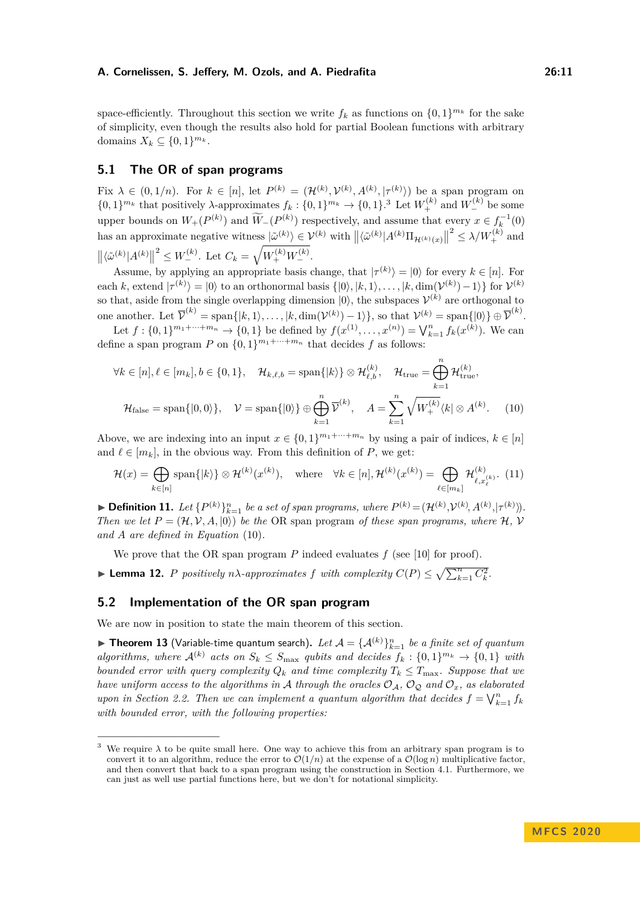space-efficiently. Throughout this section we write $f_k$ as functions on $\{0,1\}^{m_k}$ for the sake of simplicity, even though the results also hold for partial Boolean functions with arbitrary domains $X_k \subseteq \{0,1\}^{m_k}$.

## 5.1 The OR of span programs

Fix $\lambda \in (0, 1/n)$. For $k \in [n]$, let $P^{(k)} = (\mathcal{H}^{(k)}, \mathcal{V}^{(k)}, A^{(k)}, |\tau^{(k)}\rangle)$ be a span program on $\{0,1\}^{m_k}$ that positively $\lambda$-approximates $f_k : \{0,1\}^{m_k} \to \{0,1\}$.[3] Let $W_+^{(k)}$ and $W_-^{(k)}$ be some upper bounds on $W_+(P^{(k)})$ and $\widetilde{W}_-(P^{(k)})$ respectively, and assume that every $x \in f_k^{-1}(0)$ has an approximate negative witness $|\tilde{\omega}^{(k)}\rangle \in \mathcal{V}^{(k)}$ with $\left\| \langle \tilde{\omega}^{(k)} | A^{(k)} \Pi_{\mathcal{H}^{(k)}(x)} \right\|^2 \leq \lambda / W_+^{(k)}$ and $\left\| \langle \tilde{\omega}^{(k)} | A^{(k)} \right\|^2 \leq W_-^{(k)}$. Let $C_k = \sqrt{W_+^{(k)} W_-^{(k)}}$.

Assume, by applying an appropriate basis change, that $|\tau^{(k)}\rangle = |0\rangle$ for every $k \in [n]$. For each $k$, extend $|\tau^{(k)}\rangle = |0\rangle$ to an orthonormal basis $\{|0\rangle, |k,1\rangle, \dots, |k, \dim(\mathcal{V}^{(k)}) - 1\rangle\}$ for $\mathcal{V}^{(k)}$ so that, aside from the single overlapping dimension $|0\rangle$, the subspaces $\mathcal{V}^{(k)}$ are orthogonal to one another. Let $\overline{\mathcal{V}}^{(k)} = \mathrm{span}\{|k,1\rangle, \dots, |k, \dim(\mathcal{V}^{(k)}) - 1\rangle\}$, so that $\mathcal{V}^{(k)} = \mathrm{span}\{|0\rangle\} \oplus \overline{\mathcal{V}}^{(k)}$.

Let $f : \{0,1\}^{m_1 + \dots + m_n} \to \{0,1\}$ be defined by $f(x^{(1)}, \dots, x^{(n)}) = \bigvee_{k=1}^n f_k(x^{(k)})$. We can define a span program $P$ on $\{0,1\}^{m_1 + \dots + m_n}$ that decides $f$ as follows:

$$
\forall k \in [n], \ell \in [m_k], b \in \{0,1\}, \quad \mathcal{H}_{k,\ell,b} = \mathrm{span}\{|k\rangle\} \otimes \mathcal{H}_{\ell,b}^{(k)}, \quad \mathcal{H}_{\text{true}} = \bigoplus_{k=1}^n \mathcal{H}_{\text{true}}^{(k)},
$$

$$
\mathcal{H}_{\text{false}} = \mathrm{span}\{|0,0\rangle\}, \quad \mathcal{V} = \mathrm{span}\{|0\rangle\} \oplus \bigoplus_{k=1}^n \overline{\mathcal{V}}^{(k)}, \quad A = \sum_{k=1}^n \sqrt{W_+^{(k)}} \langle k| \otimes A^{(k)}. \tag{10}
$$

Above, we are indexing into an input $x \in \{0,1\}^{m_1 + \dots + m_n}$ by using a pair of indices, $k \in [n]$ and $\ell \in [m_k]$, in the obvious way. From this definition of $P$, we get:

$$
\mathcal{H}(x) = \bigoplus_{k \in [n]} \mathrm{span}\{|k\rangle\} \otimes \mathcal{H}^{(k)}(x^{(k)}), \quad \text{where} \quad \forall k \in [n], \mathcal{H}^{(k)}(x^{(k)}) = \bigoplus_{\ell \in [m_k]} \mathcal{H}_{\ell, x_\ell^{(k)}}^{(k)}. \tag{11}
$$

▶ **Definition 11.** *Let $\{P^{(k)}\}_{k=1}^n$ be a set of span programs, where $P^{(k)} = (\mathcal{H}^{(k)}, \mathcal{V}^{(k)}, A^{(k)}, |\tau^{(k)}\rangle)$. Then we let $P = (\mathcal{H}, \mathcal{V}, A, |0\rangle)$ be the* OR span program *of these span programs, where $\mathcal{H}$, $\mathcal{V}$ and $A$ are defined in Equation (10).*

We prove that the OR span program $P$ indeed evaluates $f$ (see [10] for proof).

▶ **Lemma 12.** *$P$ positively $n\lambda$-approximates $f$ with complexity $C(P) \leq \sqrt{\sum_{k=1}^n C_k^2}$.*

## 5.2 Implementation of the OR span program

We are now in position to state the main theorem of this section.

▶ **Theorem 13** (Variable-time quantum search). *Let $\mathcal{A} = \{\mathcal{A}^{(k)}\}_{k=1}^n$ be a finite set of quantum algorithms, where $\mathcal{A}^{(k)}$ acts on $S_k \leq S_{\max}$ qubits and decides $f_k : \{0,1\}^{m_k} \to \{0,1\}$ with bounded error with query complexity $Q_k$ and time complexity $T_k \leq T_{\max}$. Suppose that we have uniform access to the algorithms in $\mathcal{A}$ through the oracles $\mathcal{O}_{\mathcal{A}}$, $\mathcal{O}_{\mathcal{Q}}$ and $\mathcal{O}_x$, as elaborated upon in Section 2.2. Then we can implement a quantum algorithm that decides $f = \bigvee_{k=1}^n f_k$ with bounded error, with the following properties:*

---

[3] We require $\lambda$ to be quite small here. One way to achieve this from an arbitrary span program is to convert it to an algorithm, reduce the error to $\mathcal{O}(1/n)$ at the expense of a $\mathcal{O}(\log n)$ multiplicative factor, and then convert that back to a span program using the construction in Section 4.1. Furthermore, we can just as well use partial functions here, but we don't for notational simplicity.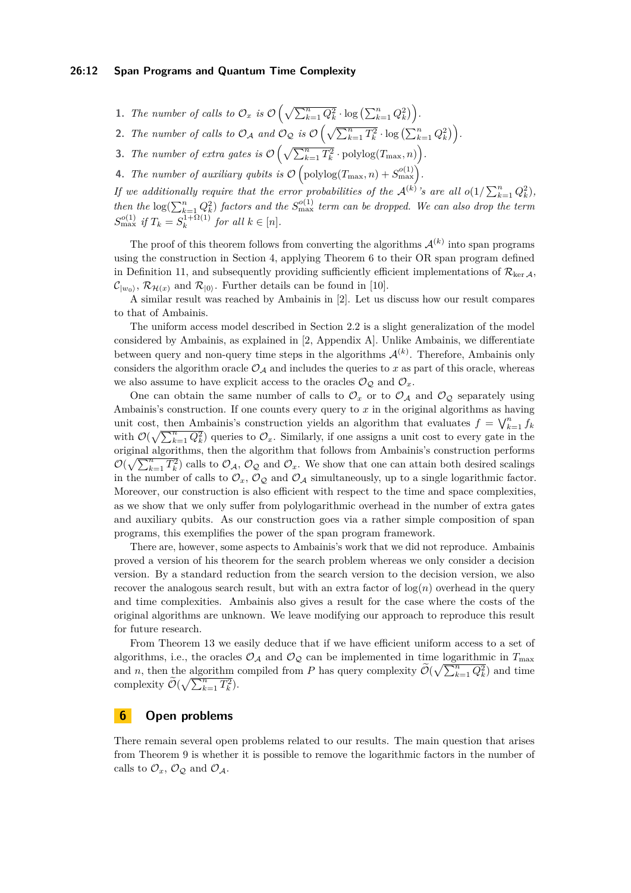1. *The number of calls to $\mathcal{O}_x$ is $\mathcal{O}\left(\sqrt{\sum_{k=1}^n Q_k^2} \cdot \log\left(\sum_{k=1}^n Q_k^2\right)\right)$.*
2. *The number of calls to $\mathcal{O}_\mathcal{A}$ and $\mathcal{O}_\mathcal{Q}$ is $\mathcal{O}\left(\sqrt{\sum_{k=1}^n T_k^2} \cdot \log\left(\sum_{k=1}^n Q_k^2\right)\right)$.*
3. *The number of extra gates is $\mathcal{O}\left(\sqrt{\sum_{k=1}^n T_k^2} \cdot \mathrm{polylog}(T_{\max}, n)\right)$.*
4. *The number of auxiliary qubits is $\mathcal{O}\left(\mathrm{polylog}(T_{\max}, n) + S_{\max}^{o(1)}\right)$.*

*If we additionally require that the error probabilities of the $\mathcal{A}^{(k)}$'s are all $o(1/\sum_{k=1}^n Q_k^2)$, then the $\log(\sum_{k=1}^n Q_k^2)$ factors and the $S_{\max}^{o(1)}$ term can be dropped. We can also drop the term $S_{\max}^{o(1)}$ if $T_k = S_k^{1+\Omega(1)}$ for all $k \in [n]$.*

The proof of this theorem follows from converting the algorithms $\mathcal{A}^{(k)}$ into span programs using the construction in Section 4, applying Theorem 6 to their OR span program defined in Definition 11, and subsequently providing sufficiently efficient implementations of $\mathcal{R}_{\ker \mathcal{A}}$, $\mathcal{C}_{|w_0\rangle}$, $\mathcal{R}_{\mathcal{H}(x)}$ and $\mathcal{R}_{|0\rangle}$. Further details can be found in [10].

A similar result was reached by Ambainis in [2]. Let us discuss how our result compares to that of Ambainis.

The uniform access model described in Section 2.2 is a slight generalization of the model considered by Ambainis, as explained in [2, Appendix A]. Unlike Ambainis, we differentiate between query and non-query time steps in the algorithms $\mathcal{A}^{(k)}$. Therefore, Ambainis only considers the algorithm oracle $\mathcal{O}_\mathcal{A}$ and includes the queries to $x$ as part of this oracle, whereas we also assume to have explicit access to the oracles $\mathcal{O}_\mathcal{Q}$ and $\mathcal{O}_x$.

One can obtain the same number of calls to $\mathcal{O}_x$ or to $\mathcal{O}_\mathcal{A}$ and $\mathcal{O}_\mathcal{Q}$ separately using Ambainis's construction. If one counts every query to $x$ in the original algorithms as having unit cost, then Ambainis's construction yields an algorithm that evaluates $f = \bigvee_{k=1}^n f_k$ with $\mathcal{O}(\sqrt{\sum_{k=1}^n Q_k^2})$ queries to $\mathcal{O}_x$. Similarly, if one assigns a unit cost to every gate in the original algorithms, then the algorithm that follows from Ambainis's construction performs $\mathcal{O}(\sqrt{\sum_{k=1}^n T_k^2})$ calls to $\mathcal{O}_\mathcal{A}$, $\mathcal{O}_\mathcal{Q}$ and $\mathcal{O}_x$. We show that one can attain both desired scalings in the number of calls to $\mathcal{O}_x$, $\mathcal{O}_\mathcal{Q}$ and $\mathcal{O}_\mathcal{A}$ simultaneously, up to a single logarithmic factor. Moreover, our construction is also efficient with respect to the time and space complexities, as we show that we only suffer from polylogarithmic overhead in the number of extra gates and auxiliary qubits. As our construction goes via a rather simple composition of span programs, this exemplifies the power of the span program framework.

There are, however, some aspects to Ambainis's work that we did not reproduce. Ambainis proved a version of his theorem for the search problem whereas we only consider a decision version. By a standard reduction from the search version to the decision version, we also recover the analogous search result, but with an extra factor of $\log(n)$ overhead in the query and time complexities. Ambainis also gives a result for the case where the costs of the original algorithms are unknown. We leave modifying our approach to reproduce this result for future research.

From Theorem 13 we easily deduce that if we have efficient uniform access to a set of algorithms, i.e., the oracles $\mathcal{O}_\mathcal{A}$ and $\mathcal{O}_\mathcal{Q}$ can be implemented in time logarithmic in $T_{\max}$ and $n$, then the algorithm compiled from $P$ has query complexity $\widetilde{\mathcal{O}}(\sqrt{\sum_{k=1}^n Q_k^2})$ and time complexity $\widetilde{\mathcal{O}}(\sqrt{\sum_{k=1}^n T_k^2})$.

## 6 Open problems

There remain several open problems related to our results. The main question that arises from Theorem 9 is whether it is possible to remove the logarithmic factors in the number of calls to $\mathcal{O}_x$, $\mathcal{O}_\mathcal{Q}$ and $\mathcal{O}_\mathcal{A}$.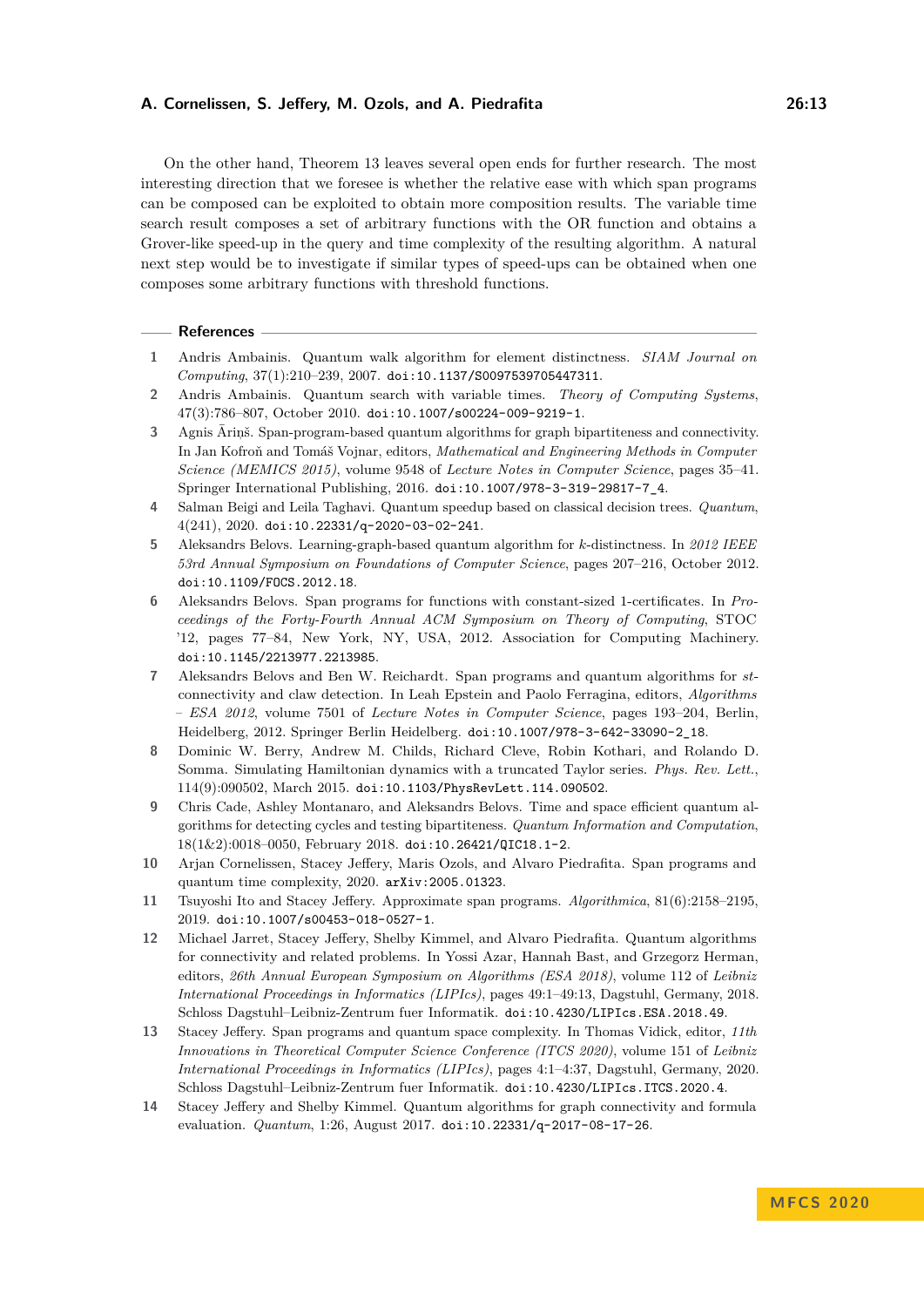On the other hand, Theorem 13 leaves several open ends for further research. The most interesting direction that we foresee is whether the relative ease with which span programs can be composed can be exploited to obtain more composition results. The variable time search result composes a set of arbitrary functions with the OR function and obtains a Grover-like speed-up in the query and time complexity of the resulting algorithm. A natural next step would be to investigate if similar types of speed-ups can be obtained when one composes some arbitrary functions with threshold functions.

## References

1. Andris Ambainis. Quantum walk algorithm for element distinctness. *SIAM Journal on Computing*, 37(1):210–239, 2007. doi:10.1137/S0097539705447311.
2. Andris Ambainis. Quantum search with variable times. *Theory of Computing Systems*, 47(3):786–807, October 2010. doi:10.1007/s00224-009-9219-1.
3. Agnis Āriņš. Span-program-based quantum algorithms for graph bipartiteness and connectivity. In Jan Kofroň and Tomáš Vojnar, editors, *Mathematical and Engineering Methods in Computer Science (MEMICS 2015)*, volume 9548 of *Lecture Notes in Computer Science*, pages 35–41. Springer International Publishing, 2016. doi:10.1007/978-3-319-29817-7_4.
4. Salman Beigi and Leila Taghavi. Quantum speedup based on classical decision trees. *Quantum*, 4(241), 2020. doi:10.22331/q-2020-03-02-241.
5. Aleksandrs Belovs. Learning-graph-based quantum algorithm for $k$-distinctness. In *2012 IEEE 53rd Annual Symposium on Foundations of Computer Science*, pages 207–216, October 2012. doi:10.1109/FOCS.2012.18.
6. Aleksandrs Belovs. Span programs for functions with constant-sized 1-certificates. In *Proceedings of the Forty-Fourth Annual ACM Symposium on Theory of Computing*, STOC '12, pages 77–84, New York, NY, USA, 2012. Association for Computing Machinery. doi:10.1145/2213977.2213985.
7. Aleksandrs Belovs and Ben W. Reichardt. Span programs and quantum algorithms for *st*-connectivity and claw detection. In Leah Epstein and Paolo Ferragina, editors, *Algorithms – ESA 2012*, volume 7501 of *Lecture Notes in Computer Science*, pages 193–204, Berlin, Heidelberg, 2012. Springer Berlin Heidelberg. doi:10.1007/978-3-642-33090-2_18.
8. Dominic W. Berry, Andrew M. Childs, Richard Cleve, Robin Kothari, and Rolando D. Somma. Simulating Hamiltonian dynamics with a truncated Taylor series. *Phys. Rev. Lett.*, 114(9):090502, March 2015. doi:10.1103/PhysRevLett.114.090502.
9. Chris Cade, Ashley Montanaro, and Aleksandrs Belovs. Time and space efficient quantum algorithms for detecting cycles and testing bipartiteness. *Quantum Information and Computation*, 18(1&2):0018–0050, February 2018. doi:10.26421/QIC18.1-2.
10. Arjan Cornelissen, Stacey Jeffery, Maris Ozols, and Alvaro Piedrafita. Span programs and quantum time complexity, 2020. arXiv:2005.01323.
11. Tsuyoshi Ito and Stacey Jeffery. Approximate span programs. *Algorithmica*, 81(6):2158–2195, 2019. doi:10.1007/s00453-018-0527-1.
12. Michael Jarret, Stacey Jeffery, Shelby Kimmel, and Alvaro Piedrafita. Quantum algorithms for connectivity and related problems. In Yossi Azar, Hannah Bast, and Grzegorz Herman, editors, *26th Annual European Symposium on Algorithms (ESA 2018)*, volume 112 of *Leibniz International Proceedings in Informatics (LIPIcs)*, pages 49:1–49:13, Dagstuhl, Germany, 2018. Schloss Dagstuhl–Leibniz-Zentrum fuer Informatik. doi:10.4230/LIPIcs.ESA.2018.49.
13. Stacey Jeffery. Span programs and quantum space complexity. In Thomas Vidick, editor, *11th Innovations in Theoretical Computer Science Conference (ITCS 2020)*, volume 151 of *Leibniz International Proceedings in Informatics (LIPIcs)*, pages 4:1–4:37, Dagstuhl, Germany, 2020. Schloss Dagstuhl–Leibniz-Zentrum fuer Informatik. doi:10.4230/LIPIcs.ITCS.2020.4.
14. Stacey Jeffery and Shelby Kimmel. Quantum algorithms for graph connectivity and formula evaluation. *Quantum*, 1:26, August 2017. doi:10.22331/q-2017-08-17-26.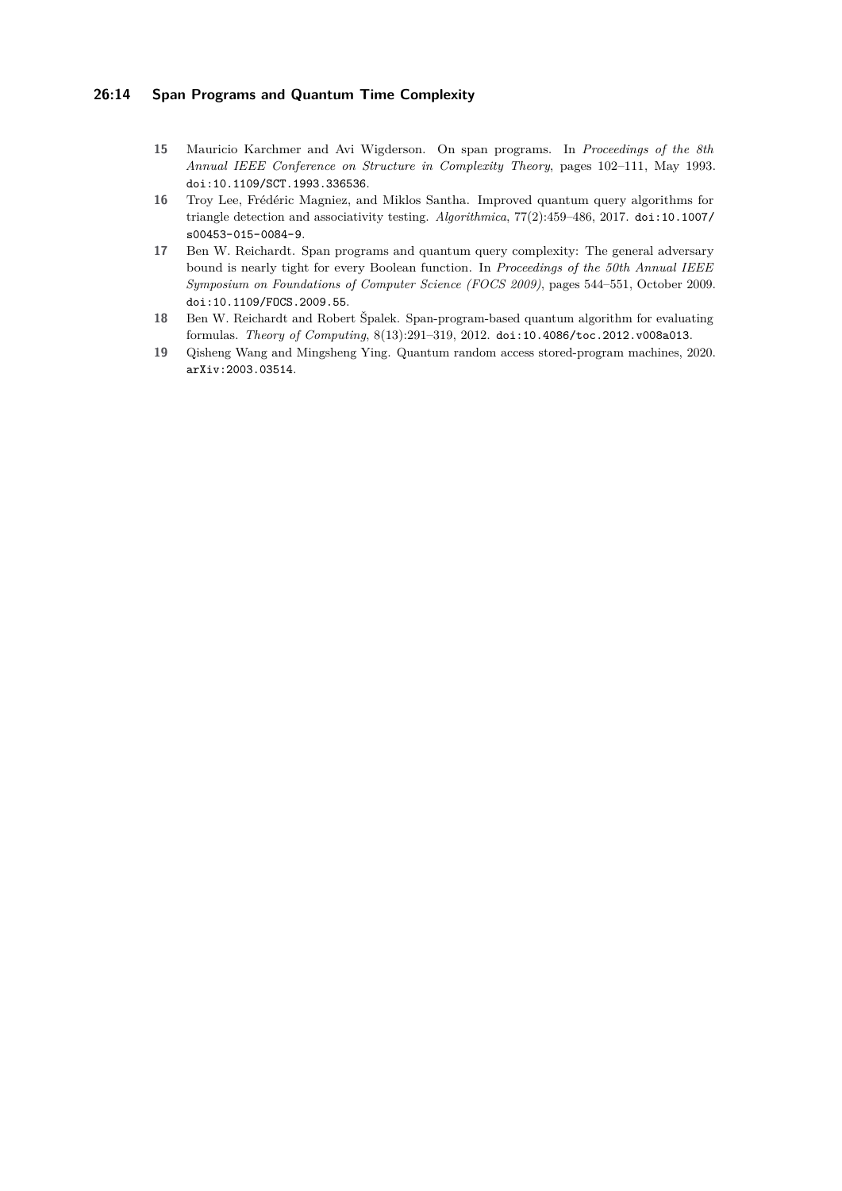15 Mauricio Karchmer and Avi Wigderson. On span programs. In *Proceedings of the 8th Annual IEEE Conference on Structure in Complexity Theory*, pages 102–111, May 1993. doi:10.1109/SCT.1993.336536.

16 Troy Lee, Frédéric Magniez, and Miklos Santha. Improved quantum query algorithms for triangle detection and associativity testing. *Algorithmica*, 77(2):459–486, 2017. doi:10.1007/s00453-015-0084-9.

17 Ben W. Reichardt. Span programs and quantum query complexity: The general adversary bound is nearly tight for every Boolean function. In *Proceedings of the 50th Annual IEEE Symposium on Foundations of Computer Science (FOCS 2009)*, pages 544–551, October 2009. doi:10.1109/FOCS.2009.55.

18 Ben W. Reichardt and Robert Špalek. Span-program-based quantum algorithm for evaluating formulas. *Theory of Computing*, 8(13):291–319, 2012. doi:10.4086/toc.2012.v008a013.

19 Qisheng Wang and Mingsheng Ying. Quantum random access stored-program machines, 2020. arXiv:2003.03514.